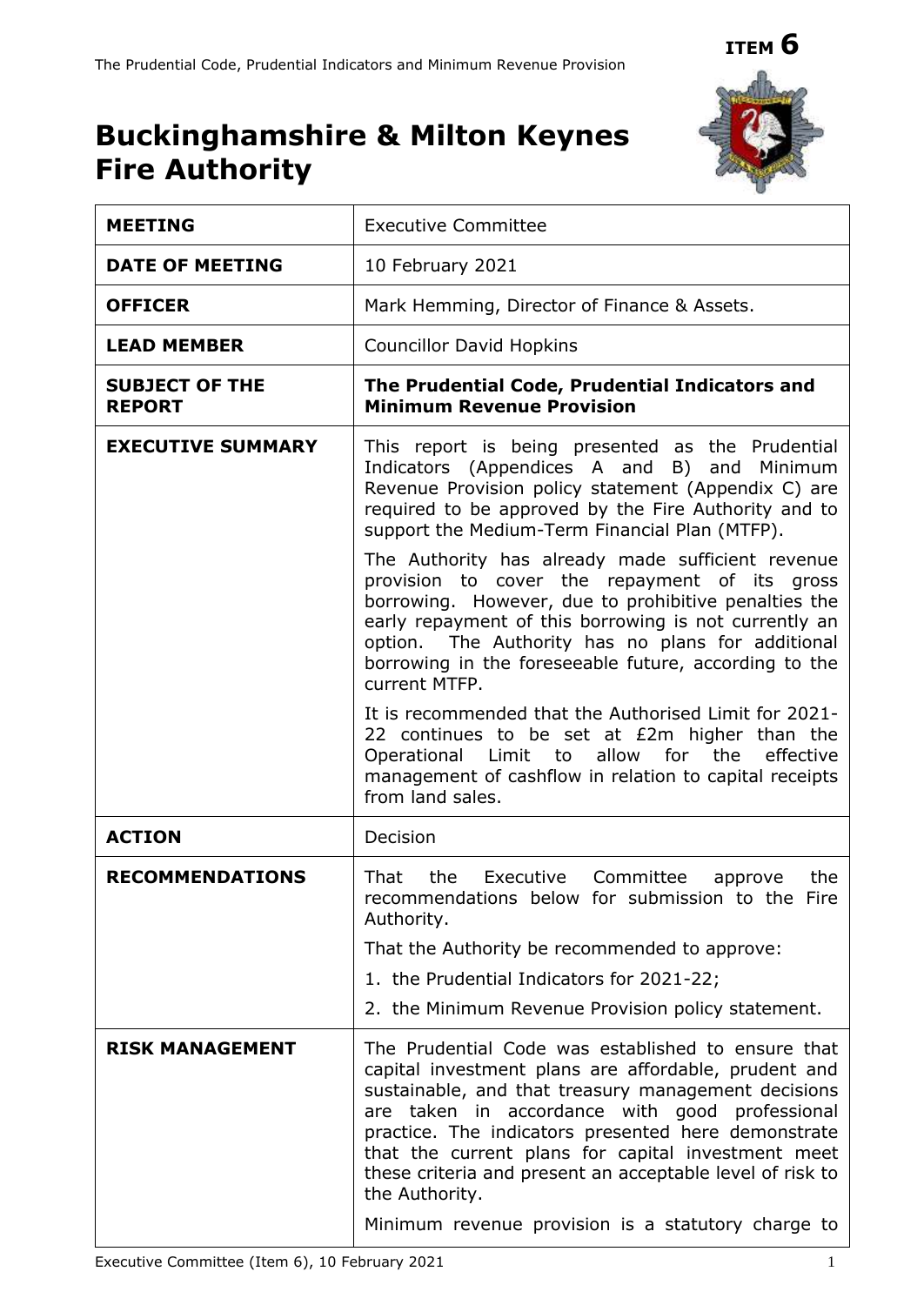**ITEM 6**

# Buckinghamshire & Milton Keynes Fire Authority

| | |
|---|---|
| **MEETING** | Executive Committee |
| **DATE OF MEETING** | 10 February 2021 |
| **OFFICER** | Mark Hemming, Director of Finance & Assets. |
| **LEAD MEMBER** | Councillor David Hopkins |
| **SUBJECT OF THE REPORT** | **The Prudential Code, Prudential Indicators and Minimum Revenue Provision** |
| **EXECUTIVE SUMMARY** | This report is being presented as the Prudential Indicators (Appendices A and B) and Minimum Revenue Provision policy statement (Appendix C) are required to be approved by the Fire Authority and to support the Medium-Term Financial Plan (MTFP).<br><br>The Authority has already made sufficient revenue provision to cover the repayment of its gross borrowing. However, due to prohibitive penalties the early repayment of this borrowing is not currently an option. The Authority has no plans for additional borrowing in the foreseeable future, according to the current MTFP.<br><br>It is recommended that the Authorised Limit for 2021-22 continues to be set at £2m higher than the Operational Limit to allow for the effective management of cashflow in relation to capital receipts from land sales. |
| **ACTION** | Decision |
| **RECOMMENDATIONS** | That the Executive Committee approve the recommendations below for submission to the Fire Authority.<br><br>That the Authority be recommended to approve:<br><br>1. the Prudential Indicators for 2021-22;<br>2. the Minimum Revenue Provision policy statement. |
| **RISK MANAGEMENT** | The Prudential Code was established to ensure that capital investment plans are affordable, prudent and sustainable, and that treasury management decisions are taken in accordance with good professional practice. The indicators presented here demonstrate that the current plans for capital investment meet these criteria and present an acceptable level of risk to the Authority.<br><br>Minimum revenue provision is a statutory charge to |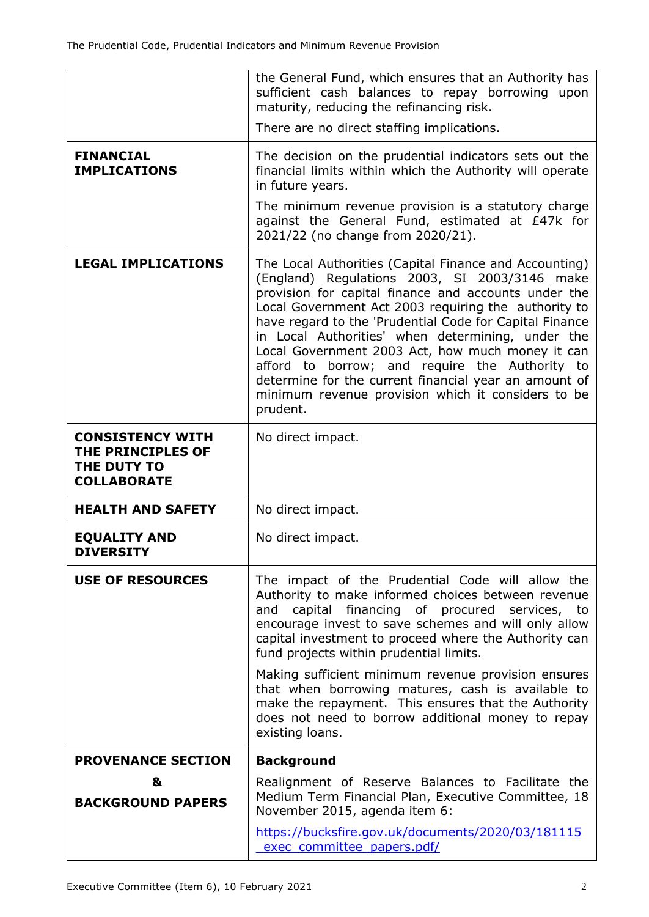|  |  |
| --- | --- |
|  | the General Fund, which ensures that an Authority has sufficient cash balances to repay borrowing upon maturity, reducing the refinancing risk.<br><br>There are no direct staffing implications. |
| **FINANCIAL IMPLICATIONS** | The decision on the prudential indicators sets out the financial limits within which the Authority will operate in future years.<br><br>The minimum revenue provision is a statutory charge against the General Fund, estimated at £47k for 2021/22 (no change from 2020/21). |
| **LEGAL IMPLICATIONS** | The Local Authorities (Capital Finance and Accounting) (England) Regulations 2003, SI 2003/3146 make provision for capital finance and accounts under the Local Government Act 2003 requiring the authority to have regard to the 'Prudential Code for Capital Finance in Local Authorities' when determining, under the Local Government 2003 Act, how much money it can afford to borrow; and require the Authority to determine for the current financial year an amount of minimum revenue provision which it considers to be prudent. |
| **CONSISTENCY WITH THE PRINCIPLES OF THE DUTY TO COLLABORATE** | No direct impact. |
| **HEALTH AND SAFETY** | No direct impact. |
| **EQUALITY AND DIVERSITY** | No direct impact. |
| **USE OF RESOURCES** | The impact of the Prudential Code will allow the Authority to make informed choices between revenue and capital financing of procured services, to encourage invest to save schemes and will only allow capital investment to proceed where the Authority can fund projects within prudential limits.<br><br>Making sufficient minimum revenue provision ensures that when borrowing matures, cash is available to make the repayment. This ensures that the Authority does not need to borrow additional money to repay existing loans. |
| **PROVENANCE SECTION & BACKGROUND PAPERS** | **Background**<br><br>Realignment of Reserve Balances to Facilitate the Medium Term Financial Plan, Executive Committee, 18 November 2015, agenda item 6:<br><br>[https://bucksfire.gov.uk/documents/2020/03/181115_exec_committee_papers.pdf/](https://bucksfire.gov.uk/documents/2020/03/181115_exec_committee_papers.pdf/) |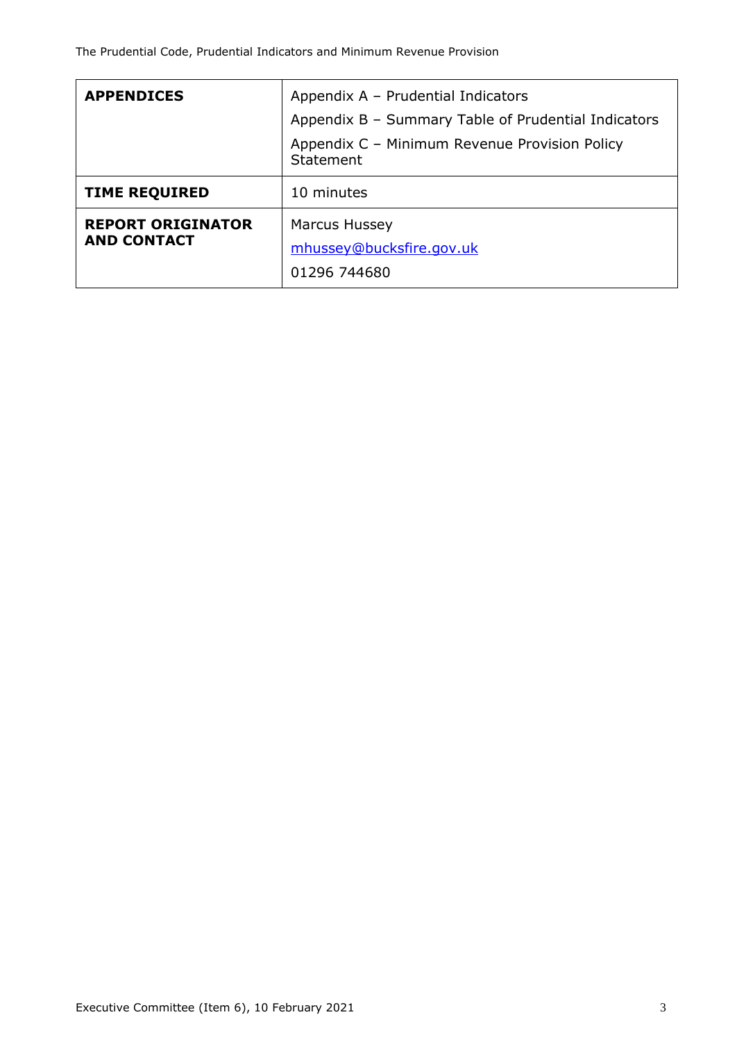| **APPENDICES** | Appendix A – Prudential Indicators<br>Appendix B – Summary Table of Prudential Indicators<br>Appendix C – Minimum Revenue Provision Policy Statement |
|---|---|
| **TIME REQUIRED** | 10 minutes |
| **REPORT ORIGINATOR AND CONTACT** | Marcus Hussey<br>mhussey@bucksfire.gov.uk<br>01296 744680 |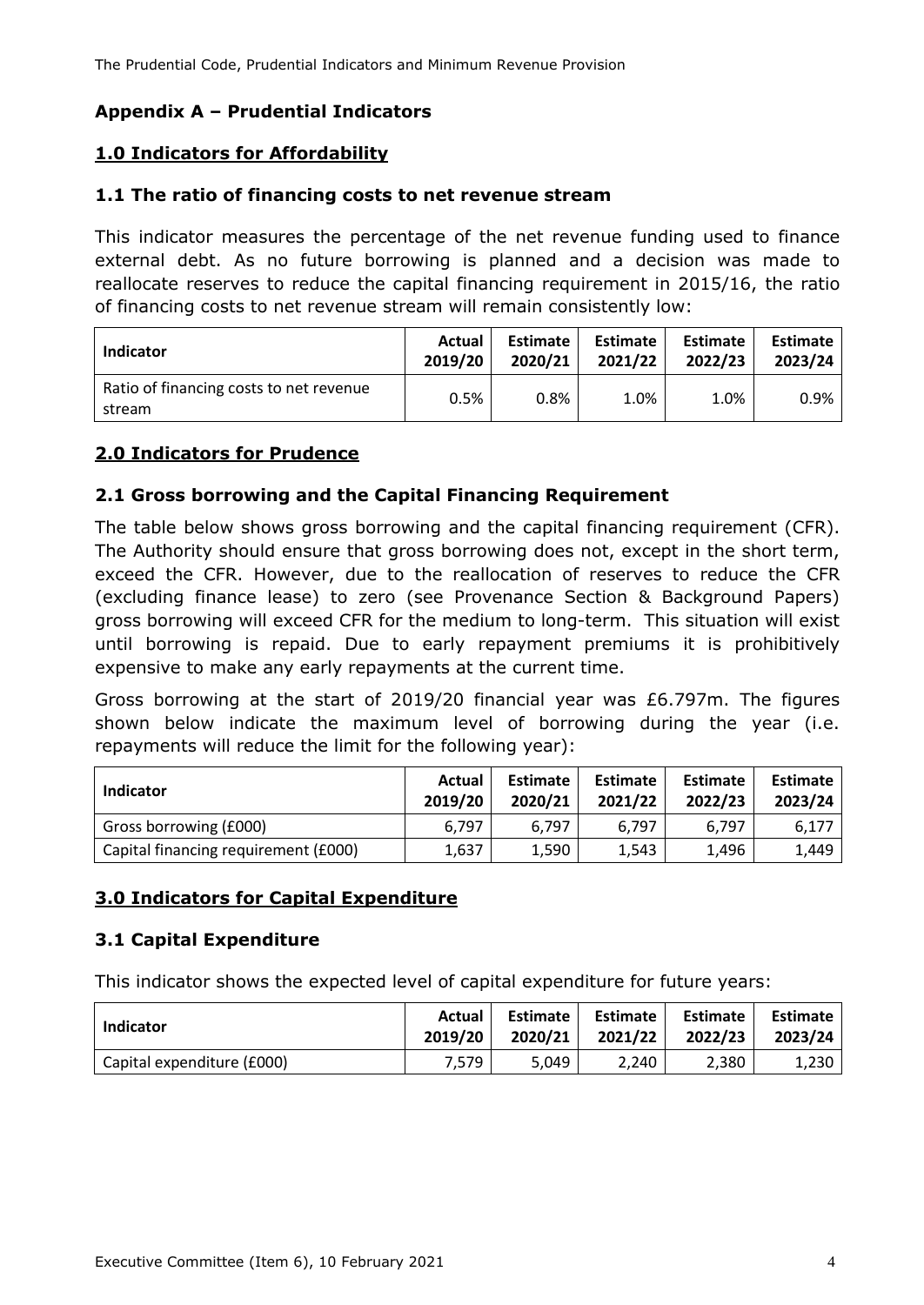## Appendix A – Prudential Indicators

### 1.0 Indicators for Affordability

### 1.1 The ratio of financing costs to net revenue stream

This indicator measures the percentage of the net revenue funding used to finance external debt. As no future borrowing is planned and a decision was made to reallocate reserves to reduce the capital financing requirement in 2015/16, the ratio of financing costs to net revenue stream will remain consistently low:

| Indicator | Actual 2019/20 | Estimate 2020/21 | Estimate 2021/22 | Estimate 2022/23 | Estimate 2023/24 |
|---|---|---|---|---|---|
| Ratio of financing costs to net revenue stream | 0.5% | 0.8% | 1.0% | 1.0% | 0.9% |

### 2.0 Indicators for Prudence

### 2.1 Gross borrowing and the Capital Financing Requirement

The table below shows gross borrowing and the capital financing requirement (CFR). The Authority should ensure that gross borrowing does not, except in the short term, exceed the CFR. However, due to the reallocation of reserves to reduce the CFR (excluding finance lease) to zero (see Provenance Section & Background Papers) gross borrowing will exceed CFR for the medium to long-term. This situation will exist until borrowing is repaid. Due to early repayment premiums it is prohibitively expensive to make any early repayments at the current time.

Gross borrowing at the start of 2019/20 financial year was £6.797m. The figures shown below indicate the maximum level of borrowing during the year (i.e. repayments will reduce the limit for the following year):

| Indicator | Actual 2019/20 | Estimate 2020/21 | Estimate 2021/22 | Estimate 2022/23 | Estimate 2023/24 |
|---|---|---|---|---|---|
| Gross borrowing (£000) | 6,797 | 6,797 | 6,797 | 6,797 | 6,177 |
| Capital financing requirement (£000) | 1,637 | 1,590 | 1,543 | 1,496 | 1,449 |

### 3.0 Indicators for Capital Expenditure

### 3.1 Capital Expenditure

This indicator shows the expected level of capital expenditure for future years:

| Indicator | Actual 2019/20 | Estimate 2020/21 | Estimate 2021/22 | Estimate 2022/23 | Estimate 2023/24 |
|---|---|---|---|---|---|
| Capital expenditure (£000) | 7,579 | 5,049 | 2,240 | 2,380 | 1,230 |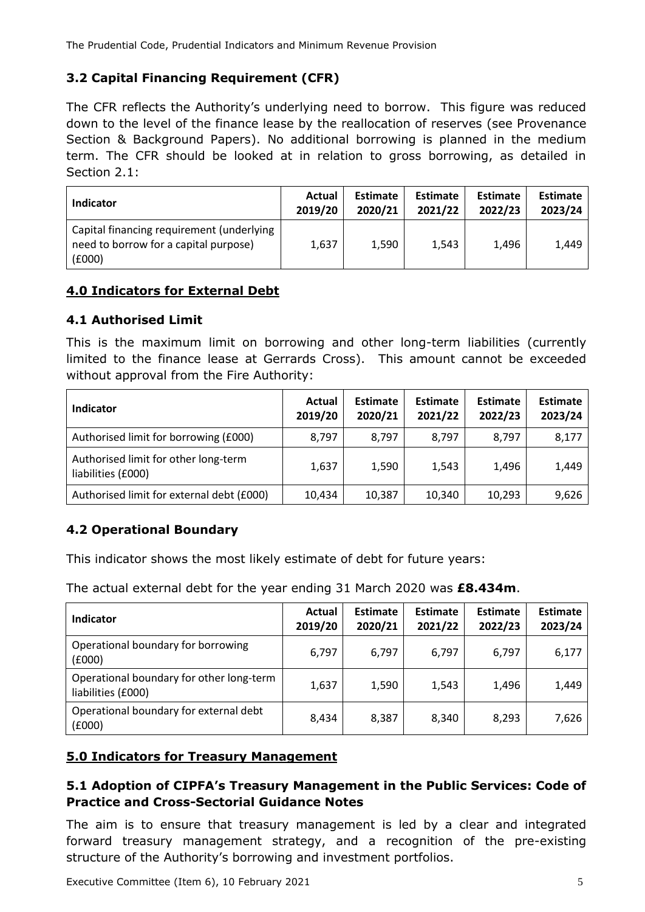### 3.2 Capital Financing Requirement (CFR)

The CFR reflects the Authority's underlying need to borrow. This figure was reduced down to the level of the finance lease by the reallocation of reserves (see Provenance Section & Background Papers). No additional borrowing is planned in the medium term. The CFR should be looked at in relation to gross borrowing, as detailed in Section 2.1:

| Indicator | Actual 2019/20 | Estimate 2020/21 | Estimate 2021/22 | Estimate 2022/23 | Estimate 2023/24 |
|---|---|---|---|---|---|
| Capital financing requirement (underlying need to borrow for a capital purpose) (£000) | 1,637 | 1,590 | 1,543 | 1,496 | 1,449 |

## 4.0 Indicators for External Debt

### 4.1 Authorised Limit

This is the maximum limit on borrowing and other long-term liabilities (currently limited to the finance lease at Gerrards Cross). This amount cannot be exceeded without approval from the Fire Authority:

| Indicator | Actual 2019/20 | Estimate 2020/21 | Estimate 2021/22 | Estimate 2022/23 | Estimate 2023/24 |
|---|---|---|---|---|---|
| Authorised limit for borrowing (£000) | 8,797 | 8,797 | 8,797 | 8,797 | 8,177 |
| Authorised limit for other long-term liabilities (£000) | 1,637 | 1,590 | 1,543 | 1,496 | 1,449 |
| Authorised limit for external debt (£000) | 10,434 | 10,387 | 10,340 | 10,293 | 9,626 |

### 4.2 Operational Boundary

This indicator shows the most likely estimate of debt for future years:

The actual external debt for the year ending 31 March 2020 was **£8.434m**.

| Indicator | Actual 2019/20 | Estimate 2020/21 | Estimate 2021/22 | Estimate 2022/23 | Estimate 2023/24 |
|---|---|---|---|---|---|
| Operational boundary for borrowing (£000) | 6,797 | 6,797 | 6,797 | 6,797 | 6,177 |
| Operational boundary for other long-term liabilities (£000) | 1,637 | 1,590 | 1,543 | 1,496 | 1,449 |
| Operational boundary for external debt (£000) | 8,434 | 8,387 | 8,340 | 8,293 | 7,626 |

## 5.0 Indicators for Treasury Management

### 5.1 Adoption of CIPFA's Treasury Management in the Public Services: Code of Practice and Cross-Sectorial Guidance Notes

The aim is to ensure that treasury management is led by a clear and integrated forward treasury management strategy, and a recognition of the pre-existing structure of the Authority's borrowing and investment portfolios.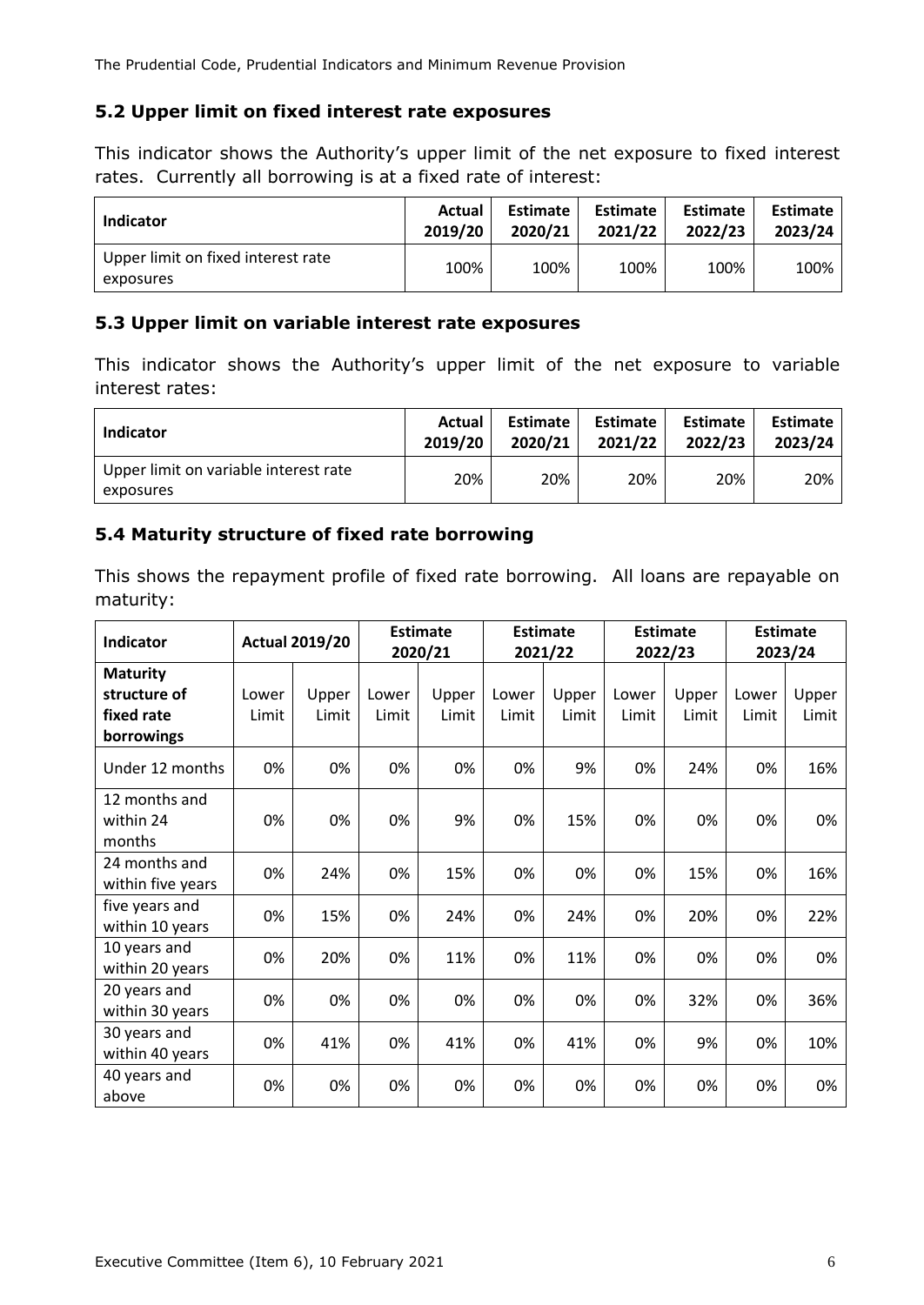### 5.2 Upper limit on fixed interest rate exposures

This indicator shows the Authority's upper limit of the net exposure to fixed interest rates. Currently all borrowing is at a fixed rate of interest:

| Indicator | Actual 2019/20 | Estimate 2020/21 | Estimate 2021/22 | Estimate 2022/23 | Estimate 2023/24 |
|---|---|---|---|---|---|
| Upper limit on fixed interest rate exposures | 100% | 100% | 100% | 100% | 100% |

### 5.3 Upper limit on variable interest rate exposures

This indicator shows the Authority's upper limit of the net exposure to variable interest rates:

| Indicator | Actual 2019/20 | Estimate 2020/21 | Estimate 2021/22 | Estimate 2022/23 | Estimate 2023/24 |
|---|---|---|---|---|---|
| Upper limit on variable interest rate exposures | 20% | 20% | 20% | 20% | 20% |

### 5.4 Maturity structure of fixed rate borrowing

This shows the repayment profile of fixed rate borrowing. All loans are repayable on maturity:

| Indicator | Actual 2019/20 | | Estimate 2020/21 | | Estimate 2021/22 | | Estimate 2022/23 | | Estimate 2023/24 | |
|---|---|---|---|---|---|---|---|---|---|---|
| **Maturity structure of fixed rate borrowings** | Lower Limit | Upper Limit | Lower Limit | Upper Limit | Lower Limit | Upper Limit | Lower Limit | Upper Limit | Lower Limit | Upper Limit |
| Under 12 months | 0% | 0% | 0% | 0% | 0% | 9% | 0% | 24% | 0% | 16% |
| 12 months and within 24 months | 0% | 0% | 0% | 9% | 0% | 15% | 0% | 0% | 0% | 0% |
| 24 months and within five years | 0% | 24% | 0% | 15% | 0% | 0% | 0% | 15% | 0% | 16% |
| five years and within 10 years | 0% | 15% | 0% | 24% | 0% | 24% | 0% | 20% | 0% | 22% |
| 10 years and within 20 years | 0% | 20% | 0% | 11% | 0% | 11% | 0% | 0% | 0% | 0% |
| 20 years and within 30 years | 0% | 0% | 0% | 0% | 0% | 0% | 0% | 32% | 0% | 36% |
| 30 years and within 40 years | 0% | 41% | 0% | 41% | 0% | 41% | 0% | 9% | 0% | 10% |
| 40 years and above | 0% | 0% | 0% | 0% | 0% | 0% | 0% | 0% | 0% | 0% |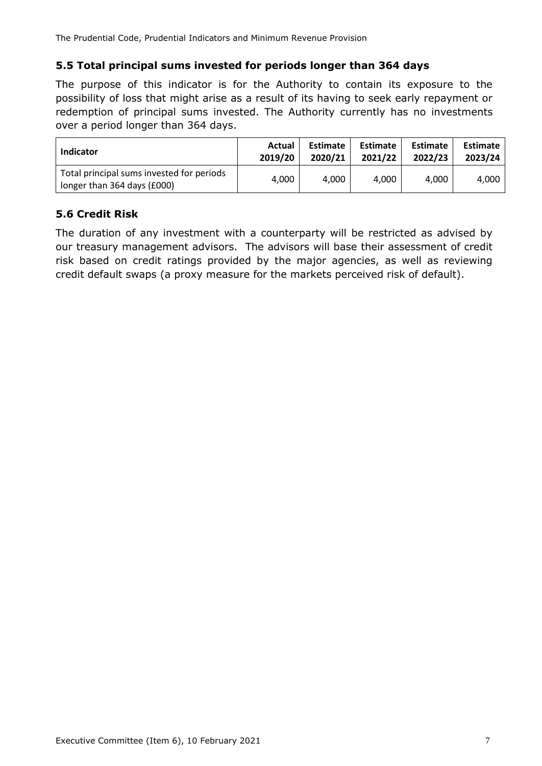## 5.5 Total principal sums invested for periods longer than 364 days

The purpose of this indicator is for the Authority to contain its exposure to the possibility of loss that might arise as a result of its having to seek early repayment or redemption of principal sums invested. The Authority currently has no investments over a period longer than 364 days.

| Indicator | Actual 2019/20 | Estimate 2020/21 | Estimate 2021/22 | Estimate 2022/23 | Estimate 2023/24 |
|---|---|---|---|---|---|
| Total principal sums invested for periods longer than 364 days (£000) | 4,000 | 4,000 | 4,000 | 4,000 | 4,000 |

## 5.6 Credit Risk

The duration of any investment with a counterparty will be restricted as advised by our treasury management advisors. The advisors will base their assessment of credit risk based on credit ratings provided by the major agencies, as well as reviewing credit default swaps (a proxy measure for the markets perceived risk of default).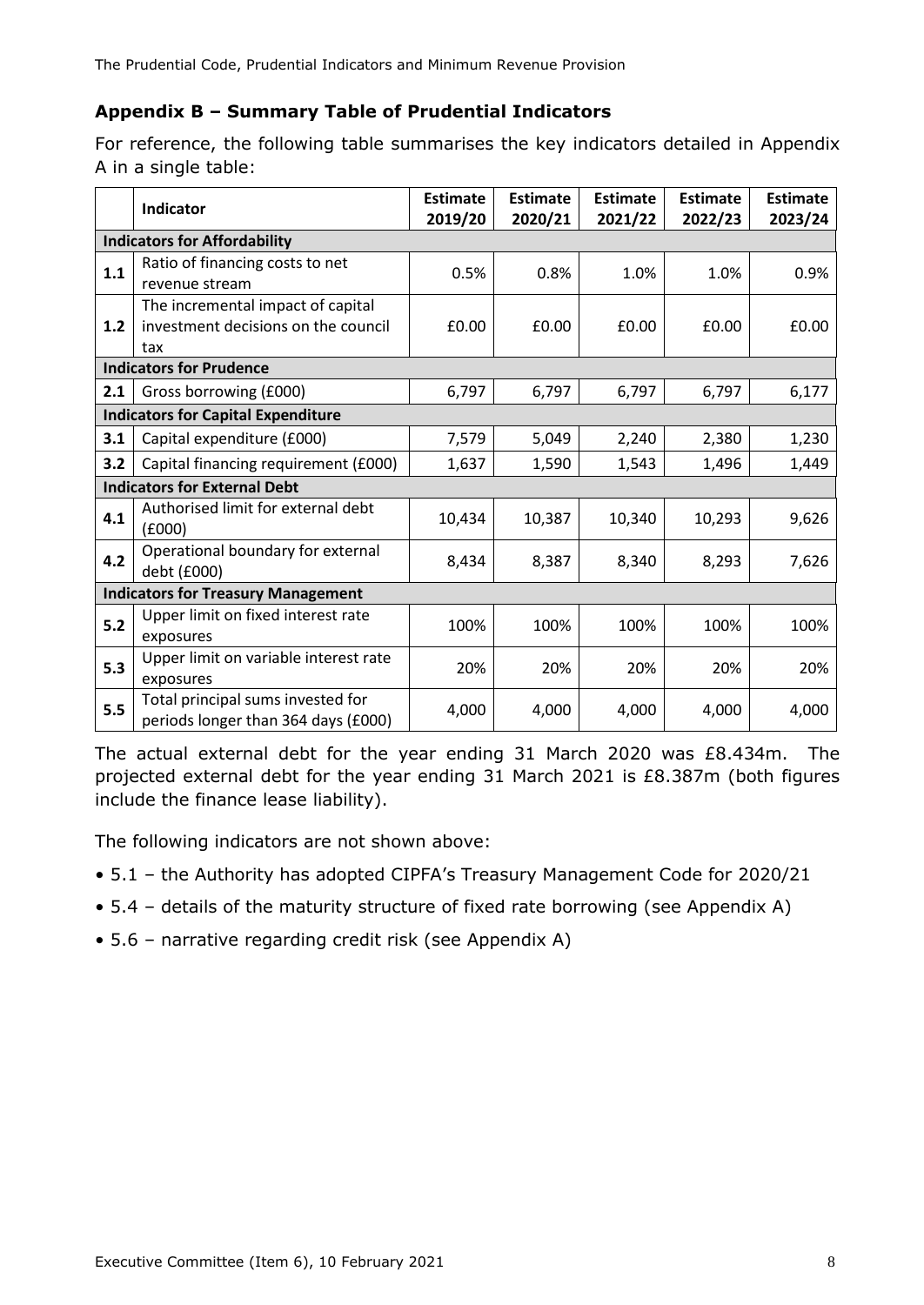## Appendix B – Summary Table of Prudential Indicators

For reference, the following table summarises the key indicators detailed in Appendix A in a single table:

| | Indicator | Estimate 2019/20 | Estimate 2020/21 | Estimate 2021/22 | Estimate 2022/23 | Estimate 2023/24 |
|---|---|---|---|---|---|---|
| **Indicators for Affordability** | | | | | | |
| **1.1** | Ratio of financing costs to net revenue stream | 0.5% | 0.8% | 1.0% | 1.0% | 0.9% |
| **1.2** | The incremental impact of capital investment decisions on the council tax | £0.00 | £0.00 | £0.00 | £0.00 | £0.00 |
| **Indicators for Prudence** | | | | | | |
| **2.1** | Gross borrowing (£000) | 6,797 | 6,797 | 6,797 | 6,797 | 6,177 |
| **Indicators for Capital Expenditure** | | | | | | |
| **3.1** | Capital expenditure (£000) | 7,579 | 5,049 | 2,240 | 2,380 | 1,230 |
| **3.2** | Capital financing requirement (£000) | 1,637 | 1,590 | 1,543 | 1,496 | 1,449 |
| **Indicators for External Debt** | | | | | | |
| **4.1** | Authorised limit for external debt (£000) | 10,434 | 10,387 | 10,340 | 10,293 | 9,626 |
| **4.2** | Operational boundary for external debt (£000) | 8,434 | 8,387 | 8,340 | 8,293 | 7,626 |
| **Indicators for Treasury Management** | | | | | | |
| **5.2** | Upper limit on fixed interest rate exposures | 100% | 100% | 100% | 100% | 100% |
| **5.3** | Upper limit on variable interest rate exposures | 20% | 20% | 20% | 20% | 20% |
| **5.5** | Total principal sums invested for periods longer than 364 days (£000) | 4,000 | 4,000 | 4,000 | 4,000 | 4,000 |

The actual external debt for the year ending 31 March 2020 was £8.434m. The projected external debt for the year ending 31 March 2021 is £8.387m (both figures include the finance lease liability).

The following indicators are not shown above:

- 5.1 – the Authority has adopted CIPFA's Treasury Management Code for 2020/21
- 5.4 – details of the maturity structure of fixed rate borrowing (see Appendix A)
- 5.6 – narrative regarding credit risk (see Appendix A)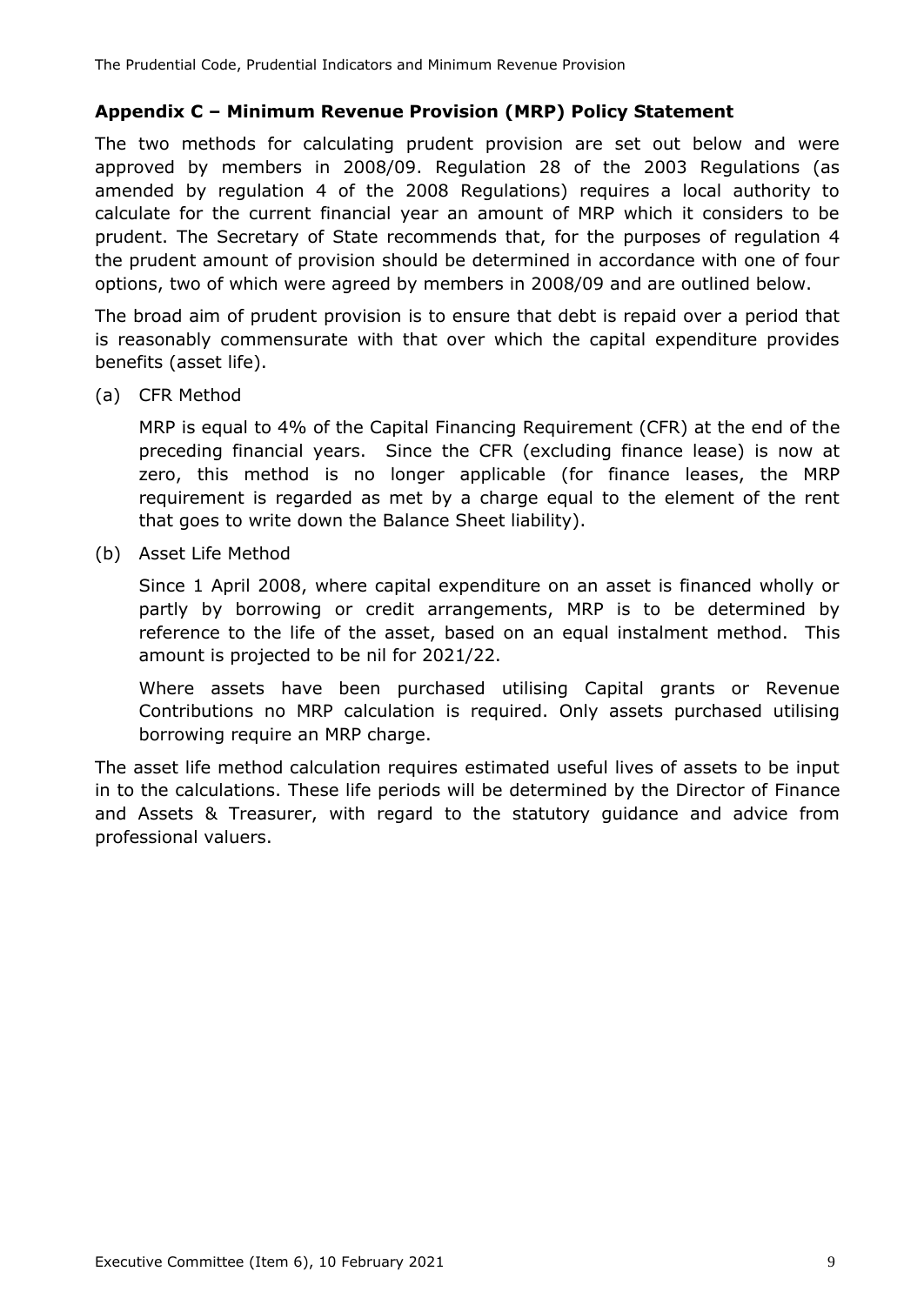## Appendix C – Minimum Revenue Provision (MRP) Policy Statement

The two methods for calculating prudent provision are set out below and were approved by members in 2008/09. Regulation 28 of the 2003 Regulations (as amended by regulation 4 of the 2008 Regulations) requires a local authority to calculate for the current financial year an amount of MRP which it considers to be prudent. The Secretary of State recommends that, for the purposes of regulation 4 the prudent amount of provision should be determined in accordance with one of four options, two of which were agreed by members in 2008/09 and are outlined below.

The broad aim of prudent provision is to ensure that debt is repaid over a period that is reasonably commensurate with that over which the capital expenditure provides benefits (asset life).

(a) CFR Method

MRP is equal to 4% of the Capital Financing Requirement (CFR) at the end of the preceding financial years. Since the CFR (excluding finance lease) is now at zero, this method is no longer applicable (for finance leases, the MRP requirement is regarded as met by a charge equal to the element of the rent that goes to write down the Balance Sheet liability).

(b) Asset Life Method

Since 1 April 2008, where capital expenditure on an asset is financed wholly or partly by borrowing or credit arrangements, MRP is to be determined by reference to the life of the asset, based on an equal instalment method. This amount is projected to be nil for 2021/22.

Where assets have been purchased utilising Capital grants or Revenue Contributions no MRP calculation is required. Only assets purchased utilising borrowing require an MRP charge.

The asset life method calculation requires estimated useful lives of assets to be input in to the calculations. These life periods will be determined by the Director of Finance and Assets & Treasurer, with regard to the statutory guidance and advice from professional valuers.